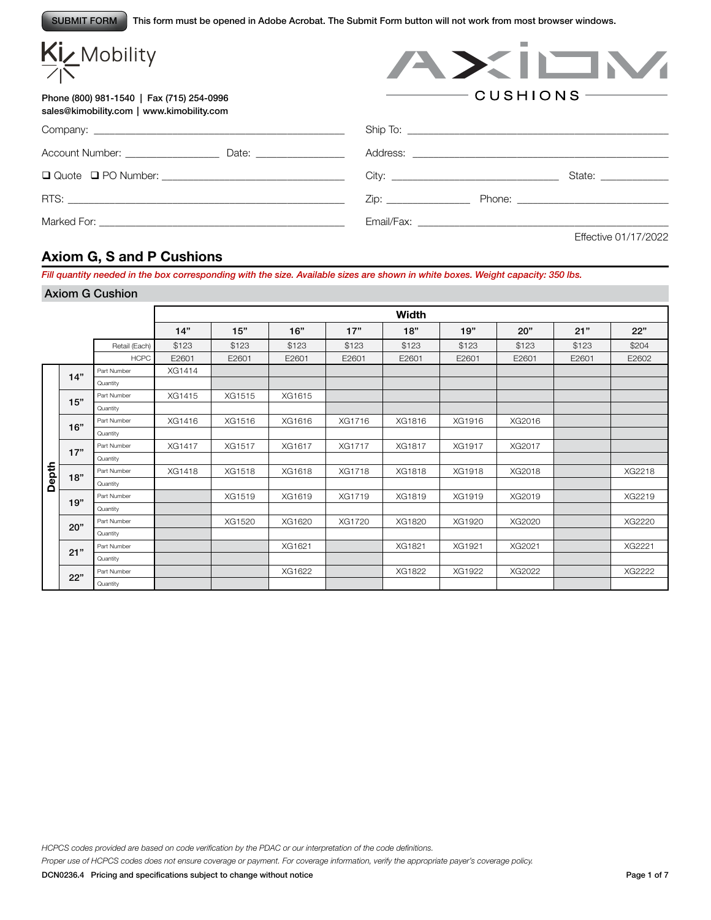SUBMIT FORM This form must be opened in Adobe Acrobat. The Submit Form button will not work from most browser windows.

Ki Mobility

AXIOM CUSHIONS

Phone (800) 981-1540 | Fax (715) 254-0996
sales@kimobility.com | www.kimobility.com

Company: ______________________________ Ship To: ______________________________

Account Number: ______________ Date: ______________ Address: ______________________________

❑ Quote ❑ PO Number: ______________________________ City: ______________ State: ______________

RTS: ______________________________ Zip: ______________ Phone: ______________

Marked For: ______________________________ Email/Fax: ______________________________

Effective 01/17/2022

## Axiom G, S and P Cushions

*Fill quantity needed in the box corresponding with the size. Available sizes are shown in white boxes. Weight capacity: 350 lbs.*

### Axiom G Cushion

| Depth | | | Width | | | | | | | | |
|---|---|---|---|---|---|---|---|---|---|---|---|
| | | | 14" | 15" | 16" | 17" | 18" | 19" | 20" | 21" | 22" |
| | | Retail (Each) | $123 | $123 | $123 | $123 | $123 | $123 | $123 | $123 | $204 |
| | | HCPC | E2601 | E2601 | E2601 | E2601 | E2601 | E2601 | E2601 | E2601 | E2602 |
| Depth | 14" | Part Number | XG1414 | | | | | | | | |
| | | Quantity | | | | | | | | | |
| | 15" | Part Number | XG1415 | XG1515 | XG1615 | | | | | | |
| | | Quantity | | | | | | | | | |
| | 16" | Part Number | XG1416 | XG1516 | XG1616 | XG1716 | XG1816 | XG1916 | XG2016 | | |
| | | Quantity | | | | | | | | | |
| | 17" | Part Number | XG1417 | XG1517 | XG1617 | XG1717 | XG1817 | XG1917 | XG2017 | | |
| | | Quantity | | | | | | | | | |
| | 18" | Part Number | XG1418 | XG1518 | XG1618 | XG1718 | XG1818 | XG1918 | XG2018 | | XG2218 |
| | | Quantity | | | | | | | | | |
| | 19" | Part Number | | XG1519 | XG1619 | XG1719 | XG1819 | XG1919 | XG2019 | | XG2219 |
| | | Quantity | | | | | | | | | |
| | 20" | Part Number | | XG1520 | XG1620 | XG1720 | XG1820 | XG1920 | XG2020 | | XG2220 |
| | | Quantity | | | | | | | | | |
| | 21" | Part Number | | | XG1621 | | XG1821 | XG1921 | XG2021 | | XG2221 |
| | | Quantity | | | | | | | | | |
| | 22" | Part Number | | | XG1622 | | XG1822 | XG1922 | XG2022 | | XG2222 |
| | | Quantity | | | | | | | | | |

*HCPCS codes provided are based on code verification by the PDAC or our interpretation of the code definitions.*

*Proper use of HCPCS codes does not ensure coverage or payment. For coverage information, verify the appropriate payer's coverage policy.*

DCN0236.4 Pricing and specifications subject to change without notice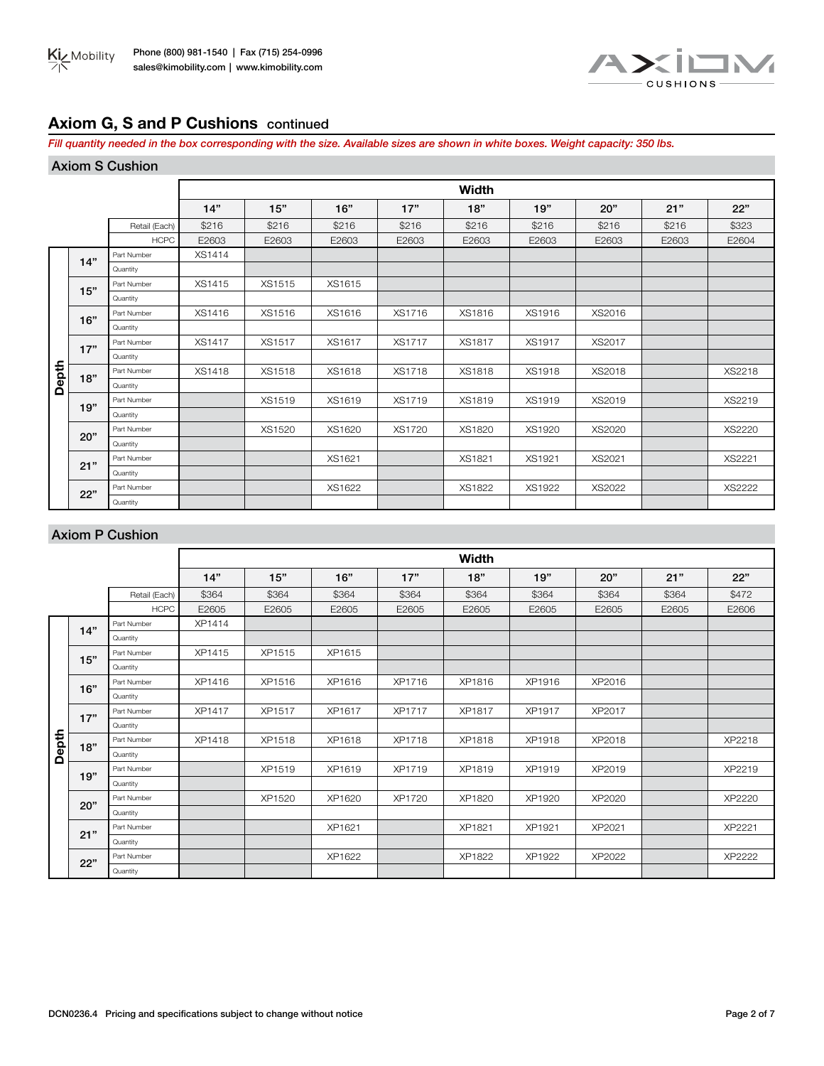## Axiom G, S and P Cushions continued

*Fill quantity needed in the box corresponding with the size. Available sizes are shown in white boxes. Weight capacity: 350 lbs.*

### Axiom S Cushion

| | | | Width | | | | | | | | |
|---|---|---|---|---|---|---|---|---|---|---|---|
| | | | 14" | 15" | 16" | 17" | 18" | 19" | 20" | 21" | 22" |
| | | Retail (Each) | $216 | $216 | $216 | $216 | $216 | $216 | $216 | $216 | $323 |
| | | HCPC | E2603 | E2603 | E2603 | E2603 | E2603 | E2603 | E2603 | E2603 | E2604 |
| Depth | 14" | Part Number | XS1414 | | | | | | | | |
| | | Quantity | | | | | | | | | |
| | 15" | Part Number | XS1415 | XS1515 | XS1615 | | | | | | |
| | | Quantity | | | | | | | | | |
| | 16" | Part Number | XS1416 | XS1516 | XS1616 | XS1716 | XS1816 | XS1916 | XS2016 | | |
| | | Quantity | | | | | | | | | |
| | 17" | Part Number | XS1417 | XS1517 | XS1617 | XS1717 | XS1817 | XS1917 | XS2017 | | |
| | | Quantity | | | | | | | | | |
| | 18" | Part Number | XS1418 | XS1518 | XS1618 | XS1718 | XS1818 | XS1918 | XS2018 | | XS2218 |
| | | Quantity | | | | | | | | | |
| | 19" | Part Number | | XS1519 | XS1619 | XS1719 | XS1819 | XS1919 | XS2019 | | XS2219 |
| | | Quantity | | | | | | | | | |
| | 20" | Part Number | | XS1520 | XS1620 | XS1720 | XS1820 | XS1920 | XS2020 | | XS2220 |
| | | Quantity | | | | | | | | | |
| | 21" | Part Number | | | XS1621 | | XS1821 | XS1921 | XS2021 | | XS2221 |
| | | Quantity | | | | | | | | | |
| | 22" | Part Number | | | XS1622 | | XS1822 | XS1922 | XS2022 | | XS2222 |
| | | Quantity | | | | | | | | | |

### Axiom P Cushion

| | | | Width | | | | | | | | |
|---|---|---|---|---|---|---|---|---|---|---|---|
| | | | 14" | 15" | 16" | 17" | 18" | 19" | 20" | 21" | 22" |
| | | Retail (Each) | $364 | $364 | $364 | $364 | $364 | $364 | $364 | $364 | $472 |
| | | HCPC | E2605 | E2605 | E2605 | E2605 | E2605 | E2605 | E2605 | E2605 | E2606 |
| Depth | 14" | Part Number | XP1414 | | | | | | | | |
| | | Quantity | | | | | | | | | |
| | 15" | Part Number | XP1415 | XP1515 | XP1615 | | | | | | |
| | | Quantity | | | | | | | | | |
| | 16" | Part Number | XP1416 | XP1516 | XP1616 | XP1716 | XP1816 | XP1916 | XP2016 | | |
| | | Quantity | | | | | | | | | |
| | 17" | Part Number | XP1417 | XP1517 | XP1617 | XP1717 | XP1817 | XP1917 | XP2017 | | |
| | | Quantity | | | | | | | | | |
| | 18" | Part Number | XP1418 | XP1518 | XP1618 | XP1718 | XP1818 | XP1918 | XP2018 | | XP2218 |
| | | Quantity | | | | | | | | | |
| | 19" | Part Number | | XP1519 | XP1619 | XP1719 | XP1819 | XP1919 | XP2019 | | XP2219 |
| | | Quantity | | | | | | | | | |
| | 20" | Part Number | | XP1520 | XP1620 | XP1720 | XP1820 | XP1920 | XP2020 | | XP2220 |
| | | Quantity | | | | | | | | | |
| | 21" | Part Number | | | XP1621 | | XP1821 | XP1921 | XP2021 | | XP2221 |
| | | Quantity | | | | | | | | | |
| | 22" | Part Number | | | XP1622 | | XP1822 | XP1922 | XP2022 | | XP2222 |
| | | Quantity | | | | | | | | | |

DCN0236.4 Pricing and specifications subject to change without notice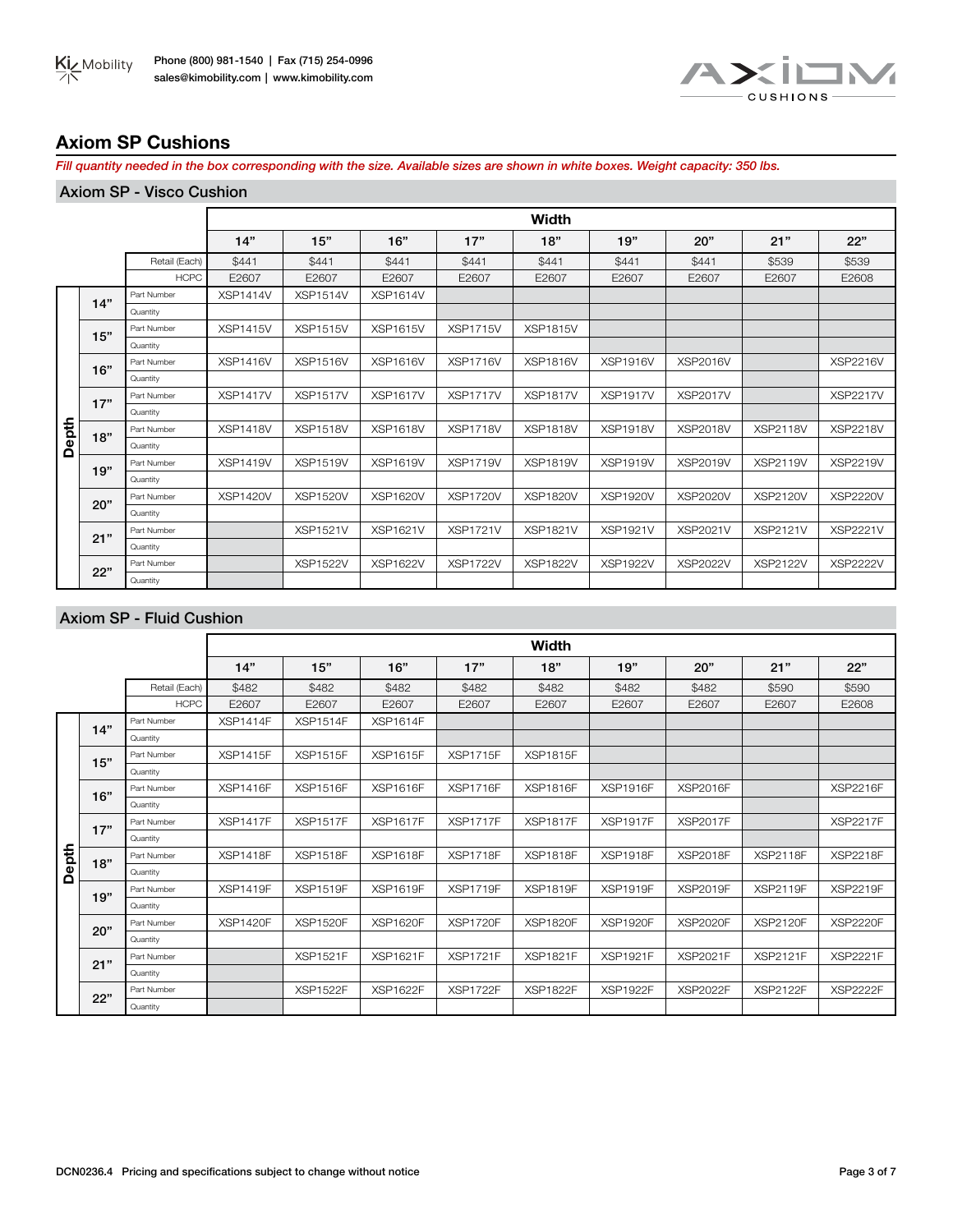Ki Mobility | Phone (800) 981-1540 | Fax (715) 254-0996 | sales@kimobility.com | www.kimobility.com

AXIOM CUSHIONS

## Axiom SP Cushions

*Fill quantity needed in the box corresponding with the size. Available sizes are shown in white boxes. Weight capacity: 350 lbs.*

### Axiom SP - Visco Cushion

| | | | Width | | | | | | | | |
|---|---|---|---|---|---|---|---|---|---|---|---|
| | | | 14" | 15" | 16" | 17" | 18" | 19" | 20" | 21" | 22" |
| | | Retail (Each) | $441 | $441 | $441 | $441 | $441 | $441 | $441 | $539 | $539 |
| | | HCPC | E2607 | E2607 | E2607 | E2607 | E2607 | E2607 | E2607 | E2607 | E2608 |
| Depth | 14" | Part Number | XSP1414V | XSP1514V | XSP1614V | | | | | | |
| | | Quantity | | | | | | | | | |
| | 15" | Part Number | XSP1415V | XSP1515V | XSP1615V | XSP1715V | XSP1815V | | | | |
| | | Quantity | | | | | | | | | |
| | 16" | Part Number | XSP1416V | XSP1516V | XSP1616V | XSP1716V | XSP1816V | XSP1916V | XSP2016V | | XSP2216V |
| | | Quantity | | | | | | | | | |
| | 17" | Part Number | XSP1417V | XSP1517V | XSP1617V | XSP1717V | XSP1817V | XSP1917V | XSP2017V | | XSP2217V |
| | | Quantity | | | | | | | | | |
| | 18" | Part Number | XSP1418V | XSP1518V | XSP1618V | XSP1718V | XSP1818V | XSP1918V | XSP2018V | XSP2118V | XSP2218V |
| | | Quantity | | | | | | | | | |
| | 19" | Part Number | XSP1419V | XSP1519V | XSP1619V | XSP1719V | XSP1819V | XSP1919V | XSP2019V | XSP2119V | XSP2219V |
| | | Quantity | | | | | | | | | |
| | 20" | Part Number | XSP1420V | XSP1520V | XSP1620V | XSP1720V | XSP1820V | XSP1920V | XSP2020V | XSP2120V | XSP2220V |
| | | Quantity | | | | | | | | | |
| | 21" | Part Number | | XSP1521V | XSP1621V | XSP1721V | XSP1821V | XSP1921V | XSP2021V | XSP2121V | XSP2221V |
| | | Quantity | | | | | | | | | |
| | 22" | Part Number | | XSP1522V | XSP1622V | XSP1722V | XSP1822V | XSP1922V | XSP2022V | XSP2122V | XSP2222V |
| | | Quantity | | | | | | | | | |

### Axiom SP - Fluid Cushion

| | | | Width | | | | | | | | |
|---|---|---|---|---|---|---|---|---|---|---|---|
| | | | 14" | 15" | 16" | 17" | 18" | 19" | 20" | 21" | 22" |
| | | Retail (Each) | $482 | $482 | $482 | $482 | $482 | $482 | $482 | $590 | $590 |
| | | HCPC | E2607 | E2607 | E2607 | E2607 | E2607 | E2607 | E2607 | E2607 | E2608 |
| Depth | 14" | Part Number | XSP1414F | XSP1514F | XSP1614F | | | | | | |
| | | Quantity | | | | | | | | | |
| | 15" | Part Number | XSP1415F | XSP1515F | XSP1615F | XSP1715F | XSP1815F | | | | |
| | | Quantity | | | | | | | | | |
| | 16" | Part Number | XSP1416F | XSP1516F | XSP1616F | XSP1716F | XSP1816F | XSP1916F | XSP2016F | | XSP2216F |
| | | Quantity | | | | | | | | | |
| | 17" | Part Number | XSP1417F | XSP1517F | XSP1617F | XSP1717F | XSP1817F | XSP1917F | XSP2017F | | XSP2217F |
| | | Quantity | | | | | | | | | |
| | 18" | Part Number | XSP1418F | XSP1518F | XSP1618F | XSP1718F | XSP1818F | XSP1918F | XSP2018F | XSP2118F | XSP2218F |
| | | Quantity | | | | | | | | | |
| | 19" | Part Number | XSP1419F | XSP1519F | XSP1619F | XSP1719F | XSP1819F | XSP1919F | XSP2019F | XSP2119F | XSP2219F |
| | | Quantity | | | | | | | | | |
| | 20" | Part Number | XSP1420F | XSP1520F | XSP1620F | XSP1720F | XSP1820F | XSP1920F | XSP2020F | XSP2120F | XSP2220F |
| | | Quantity | | | | | | | | | |
| | 21" | Part Number | | XSP1521F | XSP1621F | XSP1721F | XSP1821F | XSP1921F | XSP2021F | XSP2121F | XSP2221F |
| | | Quantity | | | | | | | | | |
| | 22" | Part Number | | XSP1522F | XSP1622F | XSP1722F | XSP1822F | XSP1922F | XSP2022F | XSP2122F | XSP2222F |
| | | Quantity | | | | | | | | | |

DCN0236.4 Pricing and specifications subject to change without notice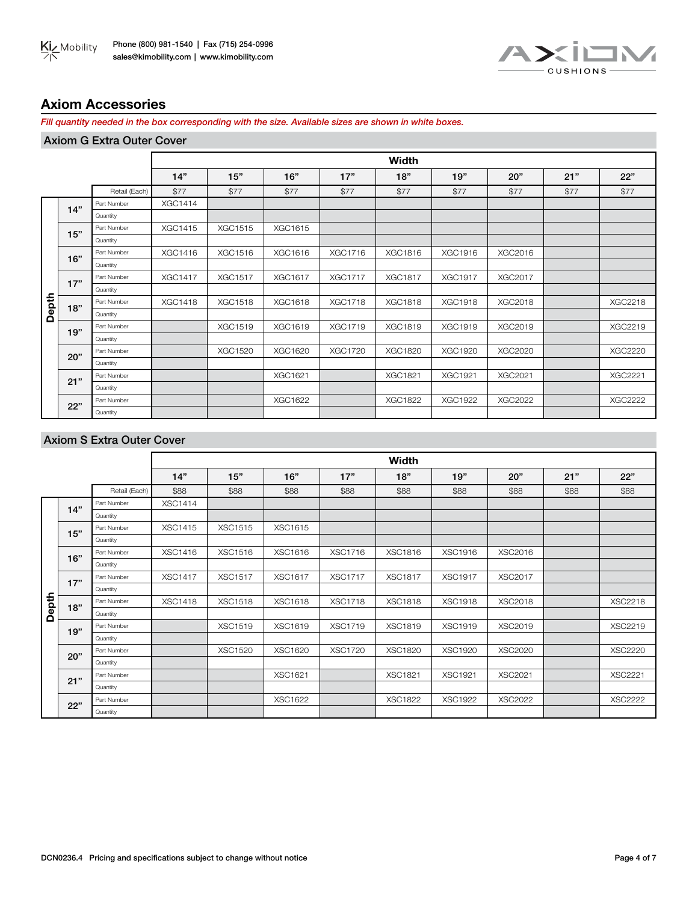## Axiom Accessories

*Fill quantity needed in the box corresponding with the size. Available sizes are shown in white boxes.*

### Axiom G Extra Outer Cover

| | | | Width | | | | | | | | |
|---|---|---|---|---|---|---|---|---|---|---|---|
| | | | 14" | 15" | 16" | 17" | 18" | 19" | 20" | 21" | 22" |
| | | Retail (Each) | $77 | $77 | $77 | $77 | $77 | $77 | $77 | $77 | $77 |
| Depth | 14" | Part Number | XGC1414 | | | | | | | | |
| | | Quantity | | | | | | | | | |
| | 15" | Part Number | XGC1415 | XGC1515 | XGC1615 | | | | | | |
| | | Quantity | | | | | | | | | |
| | 16" | Part Number | XGC1416 | XGC1516 | XGC1616 | XGC1716 | XGC1816 | XGC1916 | XGC2016 | | |
| | | Quantity | | | | | | | | | |
| | 17" | Part Number | XGC1417 | XGC1517 | XGC1617 | XGC1717 | XGC1817 | XGC1917 | XGC2017 | | |
| | | Quantity | | | | | | | | | |
| | 18" | Part Number | XGC1418 | XGC1518 | XGC1618 | XGC1718 | XGC1818 | XGC1918 | XGC2018 | | XGC2218 |
| | | Quantity | | | | | | | | | |
| | 19" | Part Number | | XGC1519 | XGC1619 | XGC1719 | XGC1819 | XGC1919 | XGC2019 | | XGC2219 |
| | | Quantity | | | | | | | | | |
| | 20" | Part Number | | XGC1520 | XGC1620 | XGC1720 | XGC1820 | XGC1920 | XGC2020 | | XGC2220 |
| | | Quantity | | | | | | | | | |
| | 21" | Part Number | | | XGC1621 | | XGC1821 | XGC1921 | XGC2021 | | XGC2221 |
| | | Quantity | | | | | | | | | |
| | 22" | Part Number | | | XGC1622 | | XGC1822 | XGC1922 | XGC2022 | | XGC2222 |
| | | Quantity | | | | | | | | | |

### Axiom S Extra Outer Cover

| | | | Width | | | | | | | | |
|---|---|---|---|---|---|---|---|---|---|---|---|
| | | | 14" | 15" | 16" | 17" | 18" | 19" | 20" | 21" | 22" |
| | | Retail (Each) | $88 | $88 | $88 | $88 | $88 | $88 | $88 | $88 | $88 |
| Depth | 14" | Part Number | XSC1414 | | | | | | | | |
| | | Quantity | | | | | | | | | |
| | 15" | Part Number | XSC1415 | XSC1515 | XSC1615 | | | | | | |
| | | Quantity | | | | | | | | | |
| | 16" | Part Number | XSC1416 | XSC1516 | XSC1616 | XSC1716 | XSC1816 | XSC1916 | XSC2016 | | |
| | | Quantity | | | | | | | | | |
| | 17" | Part Number | XSC1417 | XSC1517 | XSC1617 | XSC1717 | XSC1817 | XSC1917 | XSC2017 | | |
| | | Quantity | | | | | | | | | |
| | 18" | Part Number | XSC1418 | XSC1518 | XSC1618 | XSC1718 | XSC1818 | XSC1918 | XSC2018 | | XSC2218 |
| | | Quantity | | | | | | | | | |
| | 19" | Part Number | | XSC1519 | XSC1619 | XSC1719 | XSC1819 | XSC1919 | XSC2019 | | XSC2219 |
| | | Quantity | | | | | | | | | |
| | 20" | Part Number | | XSC1520 | XSC1620 | XSC1720 | XSC1820 | XSC1920 | XSC2020 | | XSC2220 |
| | | Quantity | | | | | | | | | |
| | 21" | Part Number | | | XSC1621 | | XSC1821 | XSC1921 | XSC2021 | | XSC2221 |
| | | Quantity | | | | | | | | | |
| | 22" | Part Number | | | XSC1622 | | XSC1822 | XSC1922 | XSC2022 | | XSC2222 |
| | | Quantity | | | | | | | | | |

DCN0236.4 Pricing and specifications subject to change without notice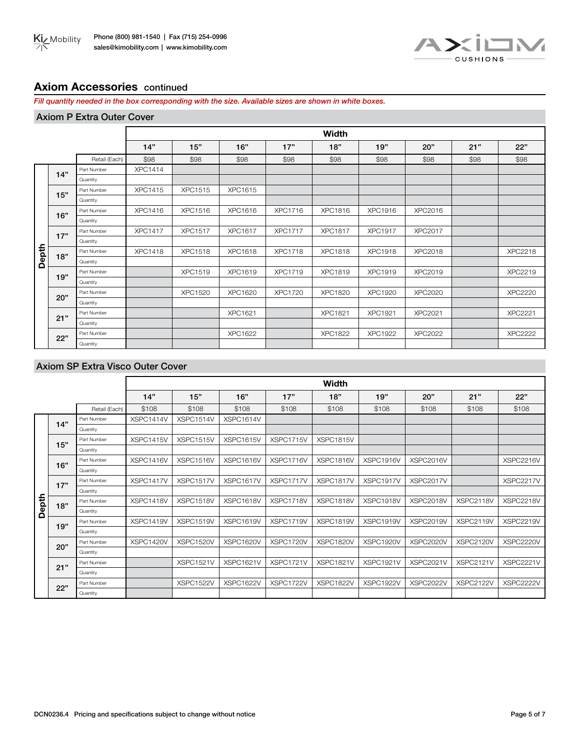## Axiom Accessories continued

*Fill quantity needed in the box corresponding with the size. Available sizes are shown in white boxes.*

### Axiom P Extra Outer Cover

| Depth | | Width | | | | | | | | |
|---|---|---|---|---|---|---|---|---|---|---|
| | | 14" | 15" | 16" | 17" | 18" | 19" | 20" | 21" | 22" |
| | Retail (Each) | $98 | $98 | $98 | $98 | $98 | $98 | $98 | $98 | $98 |
| 14" | Part Number | XPC1414 | | | | | | | | |
| | Quantity | | | | | | | | | |
| 15" | Part Number | XPC1415 | XPC1515 | XPC1615 | | | | | | |
| | Quantity | | | | | | | | | |
| 16" | Part Number | XPC1416 | XPC1516 | XPC1616 | XPC1716 | XPC1816 | XPC1916 | XPC2016 | | |
| | Quantity | | | | | | | | | |
| 17" | Part Number | XPC1417 | XPC1517 | XPC1617 | XPC1717 | XPC1817 | XPC1917 | XPC2017 | | |
| | Quantity | | | | | | | | | |
| 18" | Part Number | XPC1418 | XPC1518 | XPC1618 | XPC1718 | XPC1818 | XPC1918 | XPC2018 | | XPC2218 |
| | Quantity | | | | | | | | | |
| 19" | Part Number | | XPC1519 | XPC1619 | XPC1719 | XPC1819 | XPC1919 | XPC2019 | | XPC2219 |
| | Quantity | | | | | | | | | |
| 20" | Part Number | | XPC1520 | XPC1620 | XPC1720 | XPC1820 | XPC1920 | XPC2020 | | XPC2220 |
| | Quantity | | | | | | | | | |
| 21" | Part Number | | | XPC1621 | | XPC1821 | XPC1921 | XPC2021 | | XPC2221 |
| | Quantity | | | | | | | | | |
| 22" | Part Number | | | XPC1622 | | XPC1822 | XPC1922 | XPC2022 | | XPC2222 |
| | Quantity | | | | | | | | | |

### Axiom SP Extra Visco Outer Cover

| Depth | | Width | | | | | | | | |
|---|---|---|---|---|---|---|---|---|---|---|
| | | 14" | 15" | 16" | 17" | 18" | 19" | 20" | 21" | 22" |
| | Retail (Each) | $108 | $108 | $108 | $108 | $108 | $108 | $108 | $108 | $108 |
| 14" | Part Number | XSPC1414V | XSPC1514V | XSPC1614V | | | | | | |
| | Quantity | | | | | | | | | |
| 15" | Part Number | XSPC1415V | XSPC1515V | XSPC1615V | XSPC1715V | XSPC1815V | | | | |
| | Quantity | | | | | | | | | |
| 16" | Part Number | XSPC1416V | XSPC1516V | XSPC1616V | XSPC1716V | XSPC1816V | XSPC1916V | XSPC2016V | | XSPC2216V |
| | Quantity | | | | | | | | | |
| 17" | Part Number | XSPC1417V | XSPC1517V | XSPC1617V | XSPC1717V | XSPC1817V | XSPC1917V | XSPC2017V | | XSPC2217V |
| | Quantity | | | | | | | | | |
| 18" | Part Number | XSPC1418V | XSPC1518V | XSPC1618V | XSPC1718V | XSPC1818V | XSPC1918V | XSPC2018V | XSPC2118V | XSPC2218V |
| | Quantity | | | | | | | | | |
| 19" | Part Number | XSPC1419V | XSPC1519V | XSPC1619V | XSPC1719V | XSPC1819V | XSPC1919V | XSPC2019V | XSPC2119V | XSPC2219V |
| | Quantity | | | | | | | | | |
| 20" | Part Number | XSPC1420V | XSPC1520V | XSPC1620V | XSPC1720V | XSPC1820V | XSPC1920V | XSPC2020V | XSPC2120V | XSPC2220V |
| | Quantity | | | | | | | | | |
| 21" | Part Number | | XSPC1521V | XSPC1621V | XSPC1721V | XSPC1821V | XSPC1921V | XSPC2021V | XSPC2121V | XSPC2221V |
| | Quantity | | | | | | | | | |
| 22" | Part Number | | XSPC1522V | XSPC1622V | XSPC1722V | XSPC1822V | XSPC1922V | XSPC2022V | XSPC2122V | XSPC2222V |
| | Quantity | | | | | | | | | |

DCN0236.4 Pricing and specifications subject to change without notice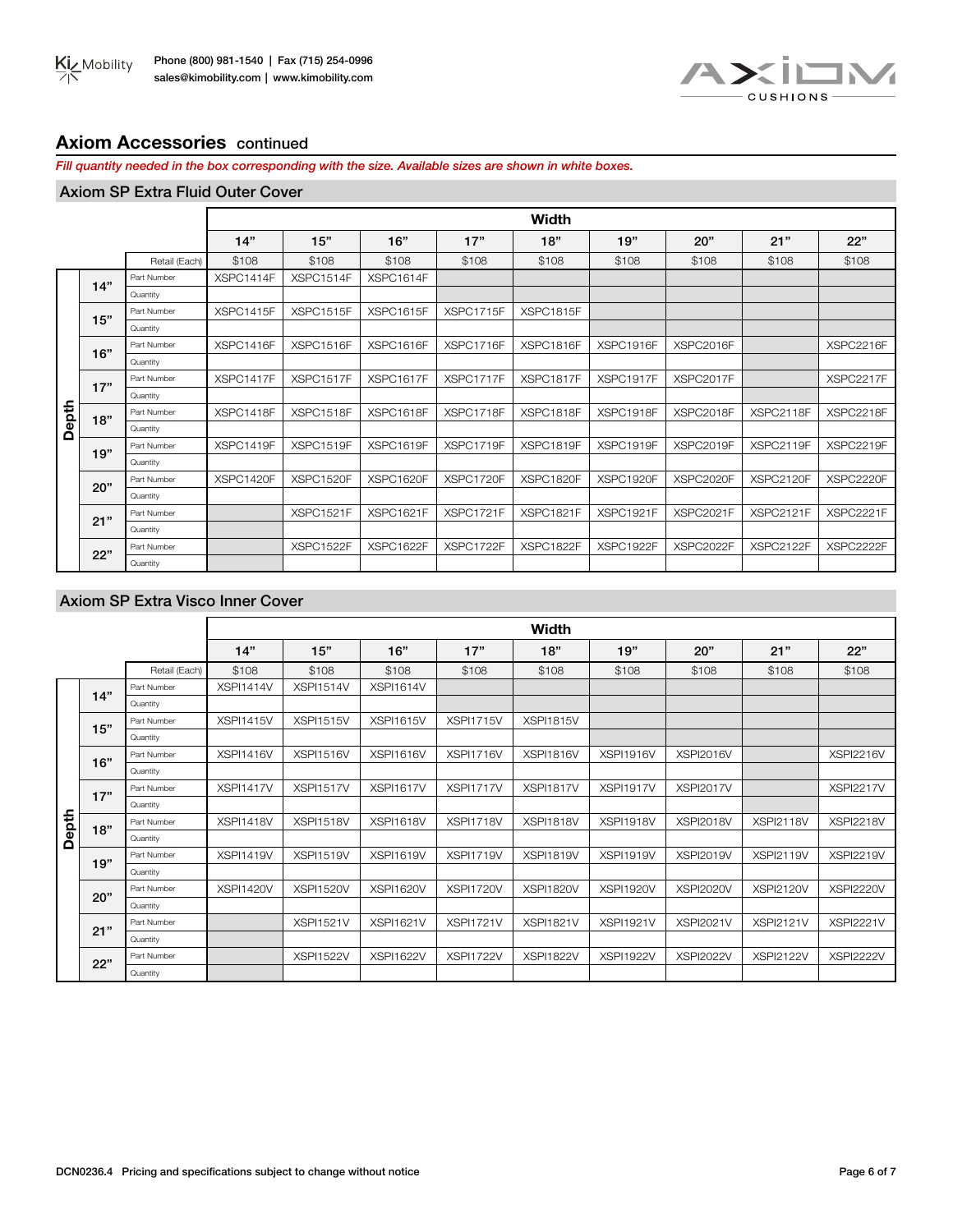## Axiom Accessories continued

*Fill quantity needed in the box corresponding with the size. Available sizes are shown in white boxes.*

### Axiom SP Extra Fluid Outer Cover

| | | | Width | | | | | | | | |
|---|---|---|---|---|---|---|---|---|---|---|---|
| | | | 14" | 15" | 16" | 17" | 18" | 19" | 20" | 21" | 22" |
| | | Retail (Each) | $108 | $108 | $108 | $108 | $108 | $108 | $108 | $108 | $108 |
| Depth | 14" | Part Number | XSPC1414F | XSPC1514F | XSPC1614F | | | | | | |
| | | Quantity | | | | | | | | | |
| | 15" | Part Number | XSPC1415F | XSPC1515F | XSPC1615F | XSPC1715F | XSPC1815F | | | | |
| | | Quantity | | | | | | | | | |
| | 16" | Part Number | XSPC1416F | XSPC1516F | XSPC1616F | XSPC1716F | XSPC1816F | XSPC1916F | XSPC2016F | | XSPC2216F |
| | | Quantity | | | | | | | | | |
| | 17" | Part Number | XSPC1417F | XSPC1517F | XSPC1617F | XSPC1717F | XSPC1817F | XSPC1917F | XSPC2017F | | XSPC2217F |
| | | Quantity | | | | | | | | | |
| | 18" | Part Number | XSPC1418F | XSPC1518F | XSPC1618F | XSPC1718F | XSPC1818F | XSPC1918F | XSPC2018F | XSPC2118F | XSPC2218F |
| | | Quantity | | | | | | | | | |
| | 19" | Part Number | XSPC1419F | XSPC1519F | XSPC1619F | XSPC1719F | XSPC1819F | XSPC1919F | XSPC2019F | XSPC2119F | XSPC2219F |
| | | Quantity | | | | | | | | | |
| | 20" | Part Number | XSPC1420F | XSPC1520F | XSPC1620F | XSPC1720F | XSPC1820F | XSPC1920F | XSPC2020F | XSPC2120F | XSPC2220F |
| | | Quantity | | | | | | | | | |
| | 21" | Part Number | | XSPC1521F | XSPC1621F | XSPC1721F | XSPC1821F | XSPC1921F | XSPC2021F | XSPC2121F | XSPC2221F |
| | | Quantity | | | | | | | | | |
| | 22" | Part Number | | XSPC1522F | XSPC1622F | XSPC1722F | XSPC1822F | XSPC1922F | XSPC2022F | XSPC2122F | XSPC2222F |
| | | Quantity | | | | | | | | | |

### Axiom SP Extra Visco Inner Cover

| | | | Width | | | | | | | | |
|---|---|---|---|---|---|---|---|---|---|---|---|
| | | | 14" | 15" | 16" | 17" | 18" | 19" | 20" | 21" | 22" |
| | | Retail (Each) | $108 | $108 | $108 | $108 | $108 | $108 | $108 | $108 | $108 |
| Depth | 14" | Part Number | XSPI1414V | XSPI1514V | XSPI1614V | | | | | | |
| | | Quantity | | | | | | | | | |
| | 15" | Part Number | XSPI1415V | XSPI1515V | XSPI1615V | XSPI1715V | XSPI1815V | | | | |
| | | Quantity | | | | | | | | | |
| | 16" | Part Number | XSPI1416V | XSPI1516V | XSPI1616V | XSPI1716V | XSPI1816V | XSPI1916V | XSPI2016V | | XSPI2216V |
| | | Quantity | | | | | | | | | |
| | 17" | Part Number | XSPI1417V | XSPI1517V | XSPI1617V | XSPI1717V | XSPI1817V | XSPI1917V | XSPI2017V | | XSPI2217V |
| | | Quantity | | | | | | | | | |
| | 18" | Part Number | XSPI1418V | XSPI1518V | XSPI1618V | XSPI1718V | XSPI1818V | XSPI1918V | XSPI2018V | XSPI2118V | XSPI2218V |
| | | Quantity | | | | | | | | | |
| | 19" | Part Number | XSPI1419V | XSPI1519V | XSPI1619V | XSPI1719V | XSPI1819V | XSPI1919V | XSPI2019V | XSPI2119V | XSPI2219V |
| | | Quantity | | | | | | | | | |
| | 20" | Part Number | XSPI1420V | XSPI1520V | XSPI1620V | XSPI1720V | XSPI1820V | XSPI1920V | XSPI2020V | XSPI2120V | XSPI2220V |
| | | Quantity | | | | | | | | | |
| | 21" | Part Number | | XSPI1521V | XSPI1621V | XSPI1721V | XSPI1821V | XSPI1921V | XSPI2021V | XSPI2121V | XSPI2221V |
| | | Quantity | | | | | | | | | |
| | 22" | Part Number | | XSPI1522V | XSPI1622V | XSPI1722V | XSPI1822V | XSPI1922V | XSPI2022V | XSPI2122V | XSPI2222V |
| | | Quantity | | | | | | | | | |

DCN0236.4 Pricing and specifications subject to change without notice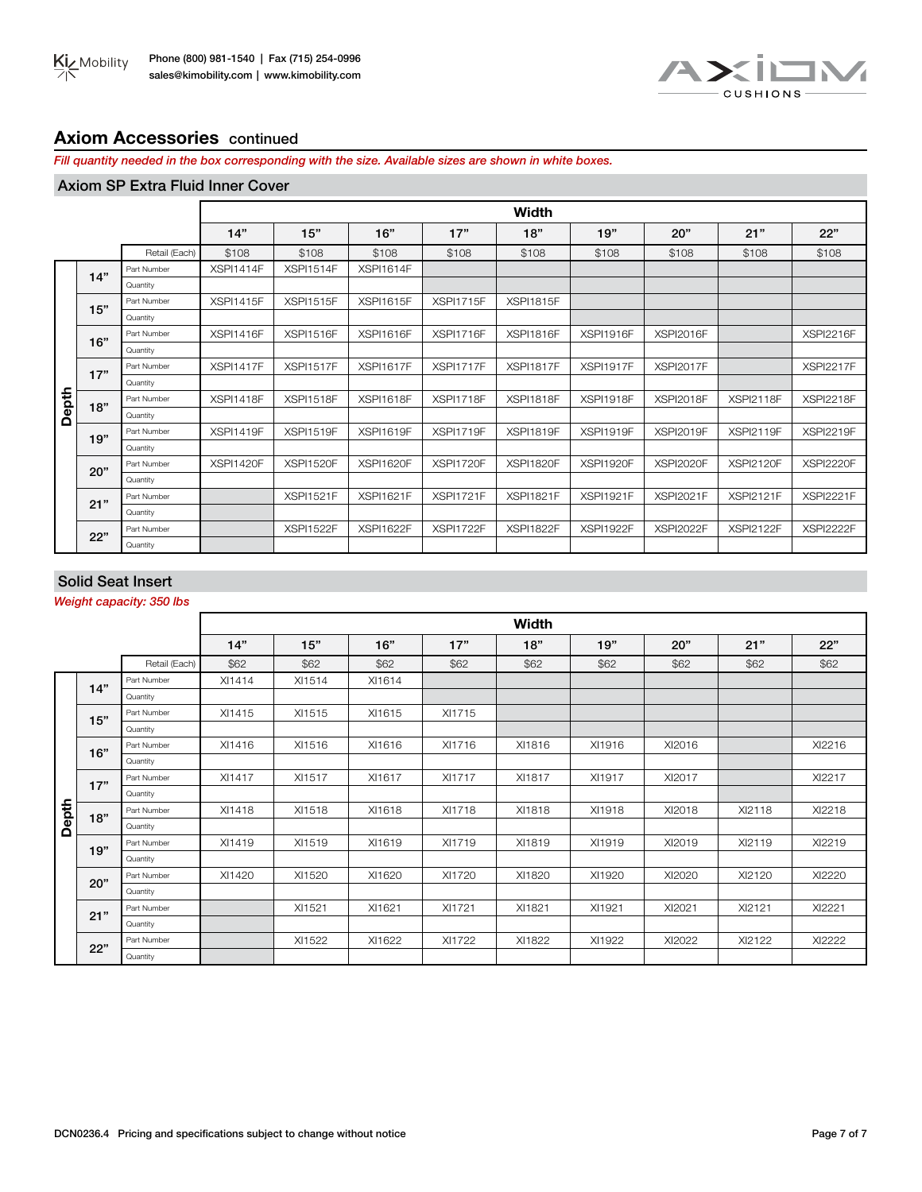## Axiom Accessories continued

*Fill quantity needed in the box corresponding with the size. Available sizes are shown in white boxes.*

### Axiom SP Extra Fluid Inner Cover

| | | | Width | | | | | | | | |
|---|---|---|---|---|---|---|---|---|---|---|---|
| | | | 14" | 15" | 16" | 17" | 18" | 19" | 20" | 21" | 22" |
| | | Retail (Each) | $108 | $108 | $108 | $108 | $108 | $108 | $108 | $108 | $108 |
| Depth | 14" | Part Number | XSPI1414F | XSPI1514F | XSPI1614F | | | | | | |
| | | Quantity | | | | | | | | | |
| | 15" | Part Number | XSPI1415F | XSPI1515F | XSPI1615F | XSPI1715F | XSPI1815F | | | | |
| | | Quantity | | | | | | | | | |
| | 16" | Part Number | XSPI1416F | XSPI1516F | XSPI1616F | XSPI1716F | XSPI1816F | XSPI1916F | XSPI2016F | | XSPI2216F |
| | | Quantity | | | | | | | | | |
| | 17" | Part Number | XSPI1417F | XSPI1517F | XSPI1617F | XSPI1717F | XSPI1817F | XSPI1917F | XSPI2017F | | XSPI2217F |
| | | Quantity | | | | | | | | | |
| | 18" | Part Number | XSPI1418F | XSPI1518F | XSPI1618F | XSPI1718F | XSPI1818F | XSPI1918F | XSPI2018F | XSPI2118F | XSPI2218F |
| | | Quantity | | | | | | | | | |
| | 19" | Part Number | XSPI1419F | XSPI1519F | XSPI1619F | XSPI1719F | XSPI1819F | XSPI1919F | XSPI2019F | XSPI2119F | XSPI2219F |
| | | Quantity | | | | | | | | | |
| | 20" | Part Number | XSPI1420F | XSPI1520F | XSPI1620F | XSPI1720F | XSPI1820F | XSPI1920F | XSPI2020F | XSPI2120F | XSPI2220F |
| | | Quantity | | | | | | | | | |
| | 21" | Part Number | | XSPI1521F | XSPI1621F | XSPI1721F | XSPI1821F | XSPI1921F | XSPI2021F | XSPI2121F | XSPI2221F |
| | | Quantity | | | | | | | | | |
| | 22" | Part Number | | XSPI1522F | XSPI1622F | XSPI1722F | XSPI1822F | XSPI1922F | XSPI2022F | XSPI2122F | XSPI2222F |
| | | Quantity | | | | | | | | | |

### Solid Seat Insert

*Weight capacity: 350 lbs*

| | | | Width | | | | | | | | |
|---|---|---|---|---|---|---|---|---|---|---|---|
| | | | 14" | 15" | 16" | 17" | 18" | 19" | 20" | 21" | 22" |
| | | Retail (Each) | $62 | $62 | $62 | $62 | $62 | $62 | $62 | $62 | $62 |
| Depth | 14" | Part Number | XI1414 | XI1514 | XI1614 | | | | | | |
| | | Quantity | | | | | | | | | |
| | 15" | Part Number | XI1415 | XI1515 | XI1615 | XI1715 | | | | | |
| | | Quantity | | | | | | | | | |
| | 16" | Part Number | XI1416 | XI1516 | XI1616 | XI1716 | XI1816 | XI1916 | XI2016 | | XI2216 |
| | | Quantity | | | | | | | | | |
| | 17" | Part Number | XI1417 | XI1517 | XI1617 | XI1717 | XI1817 | XI1917 | XI2017 | | XI2217 |
| | | Quantity | | | | | | | | | |
| | 18" | Part Number | XI1418 | XI1518 | XI1618 | XI1718 | XI1818 | XI1918 | XI2018 | XI2118 | XI2218 |
| | | Quantity | | | | | | | | | |
| | 19" | Part Number | XI1419 | XI1519 | XI1619 | XI1719 | XI1819 | XI1919 | XI2019 | XI2119 | XI2219 |
| | | Quantity | | | | | | | | | |
| | 20" | Part Number | XI1420 | XI1520 | XI1620 | XI1720 | XI1820 | XI1920 | XI2020 | XI2120 | XI2220 |
| | | Quantity | | | | | | | | | |
| | 21" | Part Number | | XI1521 | XI1621 | XI1721 | XI1821 | XI1921 | XI2021 | XI2121 | XI2221 |
| | | Quantity | | | | | | | | | |
| | 22" | Part Number | | XI1522 | XI1622 | XI1722 | XI1822 | XI1922 | XI2022 | XI2122 | XI2222 |
| | | Quantity | | | | | | | | | |

DCN0236.4 Pricing and specifications subject to change without notice